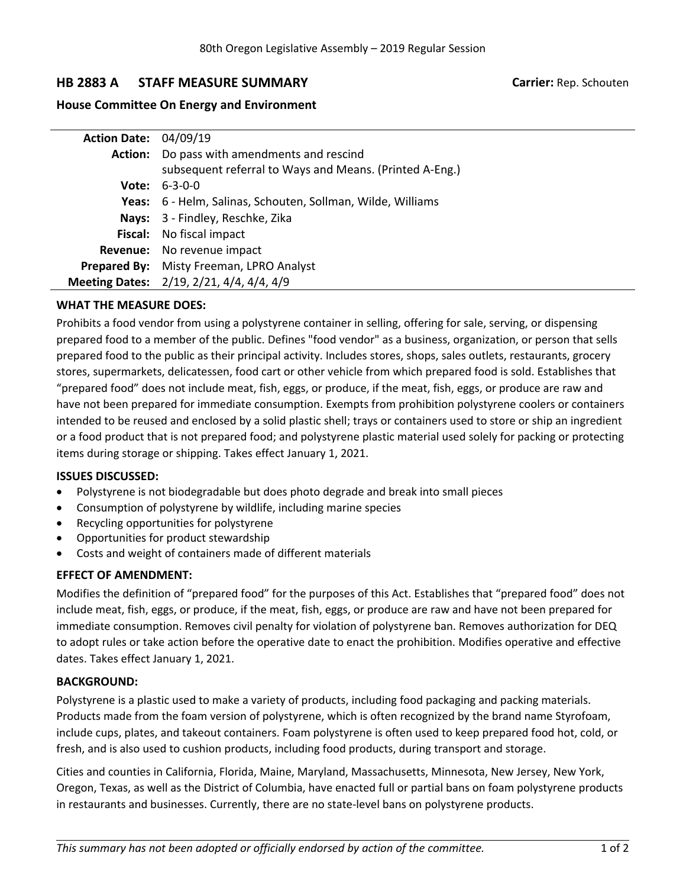80th Oregon Legislative Assembly – 2019 Regular Session

## HB 2883 A STAFF MEASURE SUMMARY

**Carrier:** Rep. Schouten

### House Committee On Energy and Environment

| | |
|---|---|
| **Action Date:** | 04/09/19 |
| **Action:** | Do pass with amendments and rescind subsequent referral to Ways and Means. (Printed A-Eng.) |
| **Vote:** | 6-3-0-0 |
| **Yeas:** | 6 - Helm, Salinas, Schouten, Sollman, Wilde, Williams |
| **Nays:** | 3 - Findley, Reschke, Zika |
| **Fiscal:** | No fiscal impact |
| **Revenue:** | No revenue impact |
| **Prepared By:** | Misty Freeman, LPRO Analyst |
| **Meeting Dates:** | 2/19, 2/21, 4/4, 4/4, 4/9 |

### WHAT THE MEASURE DOES:

Prohibits a food vendor from using a polystyrene container in selling, offering for sale, serving, or dispensing prepared food to a member of the public. Defines "food vendor" as a business, organization, or person that sells prepared food to the public as their principal activity. Includes stores, shops, sales outlets, restaurants, grocery stores, supermarkets, delicatessen, food cart or other vehicle from which prepared food is sold. Establishes that "prepared food" does not include meat, fish, eggs, or produce, if the meat, fish, eggs, or produce are raw and have not been prepared for immediate consumption. Exempts from prohibition polystyrene coolers or containers intended to be reused and enclosed by a solid plastic shell; trays or containers used to store or ship an ingredient or a food product that is not prepared food; and polystyrene plastic material used solely for packing or protecting items during storage or shipping. Takes effect January 1, 2021.

### ISSUES DISCUSSED:

- Polystyrene is not biodegradable but does photo degrade and break into small pieces
- Consumption of polystyrene by wildlife, including marine species
- Recycling opportunities for polystyrene
- Opportunities for product stewardship
- Costs and weight of containers made of different materials

### EFFECT OF AMENDMENT:

Modifies the definition of "prepared food" for the purposes of this Act. Establishes that "prepared food" does not include meat, fish, eggs, or produce, if the meat, fish, eggs, or produce are raw and have not been prepared for immediate consumption. Removes civil penalty for violation of polystyrene ban. Removes authorization for DEQ to adopt rules or take action before the operative date to enact the prohibition. Modifies operative and effective dates. Takes effect January 1, 2021.

### BACKGROUND:

Polystyrene is a plastic used to make a variety of products, including food packaging and packing materials. Products made from the foam version of polystyrene, which is often recognized by the brand name Styrofoam, include cups, plates, and takeout containers. Foam polystyrene is often used to keep prepared food hot, cold, or fresh, and is also used to cushion products, including food products, during transport and storage.

Cities and counties in California, Florida, Maine, Maryland, Massachusetts, Minnesota, New Jersey, New York, Oregon, Texas, as well as the District of Columbia, have enacted full or partial bans on foam polystyrene products in restaurants and businesses. Currently, there are no state-level bans on polystyrene products.

*This summary has not been adopted or officially endorsed by action of the committee.*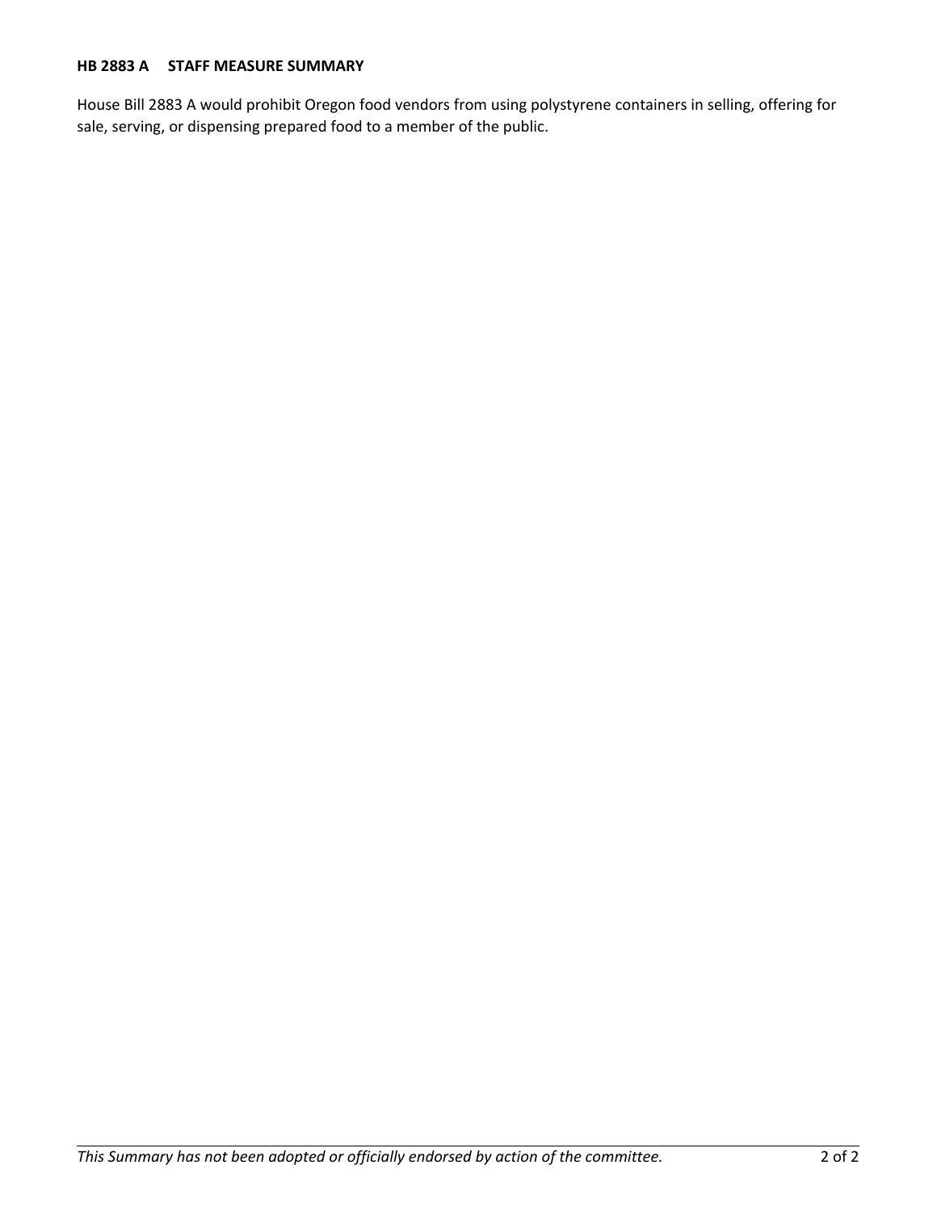**HB 2883 A STAFF MEASURE SUMMARY**

House Bill 2883 A would prohibit Oregon food vendors from using polystyrene containers in selling, offering for sale, serving, or dispensing prepared food to a member of the public.

*This Summary has not been adopted or officially endorsed by action of the committee.*